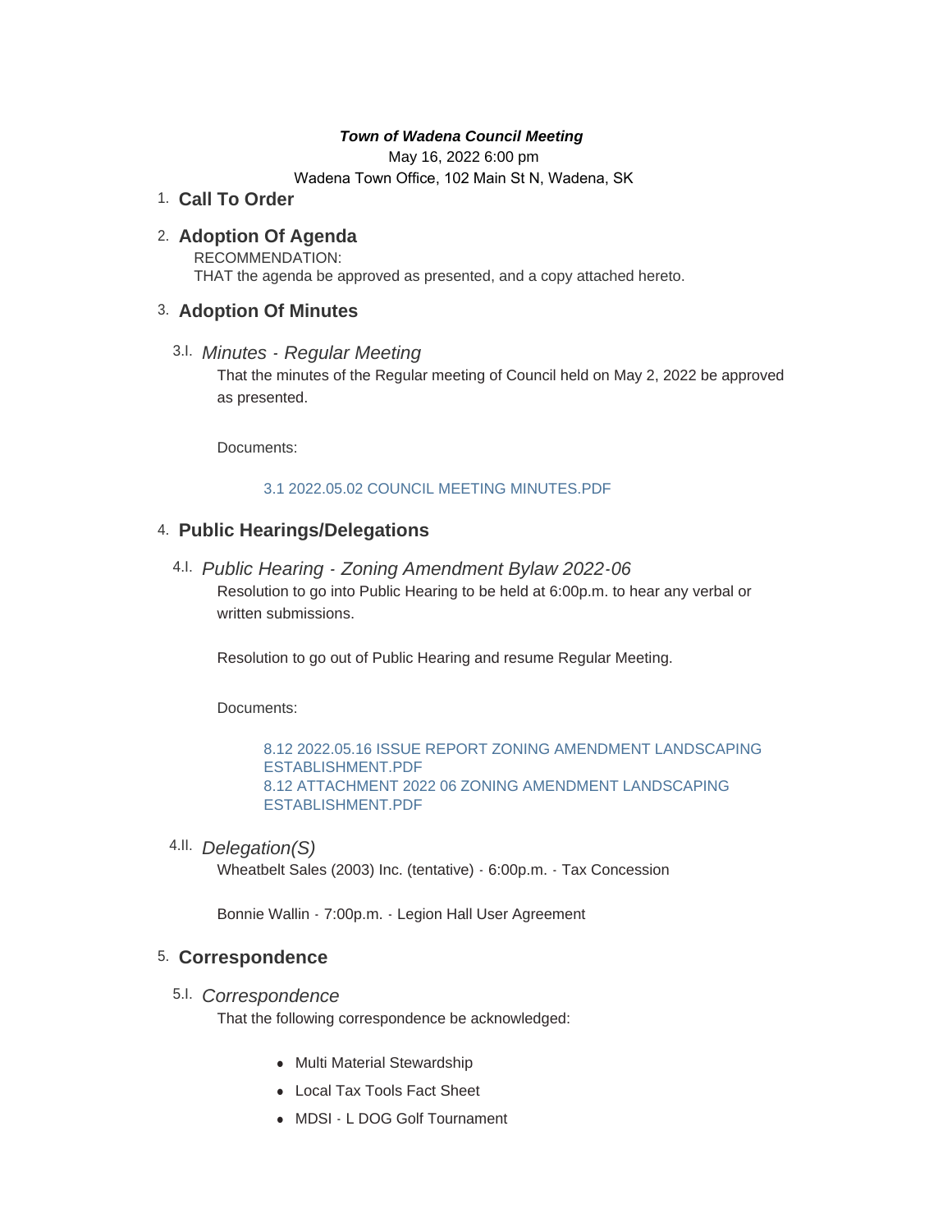***Town of Wadena Council Meeting***

May 16, 2022 6:00 pm

Wadena Town Office, 102 Main St N, Wadena, SK

## 1. Call To Order

## 2. Adoption Of Agenda

RECOMMENDATION:
THAT the agenda be approved as presented, and a copy attached hereto.

## 3. Adoption Of Minutes

### 3.I. *Minutes - Regular Meeting*

That the minutes of the Regular meeting of Council held on May 2, 2022 be approved as presented.

Documents:

3.1 2022.05.02 COUNCIL MEETING MINUTES.PDF

## 4. Public Hearings/Delegations

### 4.I. *Public Hearing - Zoning Amendment Bylaw 2022-06*

Resolution to go into Public Hearing to be held at 6:00p.m. to hear any verbal or written submissions.

Resolution to go out of Public Hearing and resume Regular Meeting.

Documents:

8.12 2022.05.16 ISSUE REPORT ZONING AMENDMENT LANDSCAPING ESTABLISHMENT.PDF
8.12 ATTACHMENT 2022 06 ZONING AMENDMENT LANDSCAPING ESTABLISHMENT.PDF

### 4.II. *Delegation(S)*

Wheatbelt Sales (2003) Inc. (tentative) - 6:00p.m. - Tax Concession

Bonnie Wallin - 7:00p.m. - Legion Hall User Agreement

## 5. Correspondence

### 5.I. *Correspondence*

That the following correspondence be acknowledged:

- Multi Material Stewardship
- Local Tax Tools Fact Sheet
- MDSI - L DOG Golf Tournament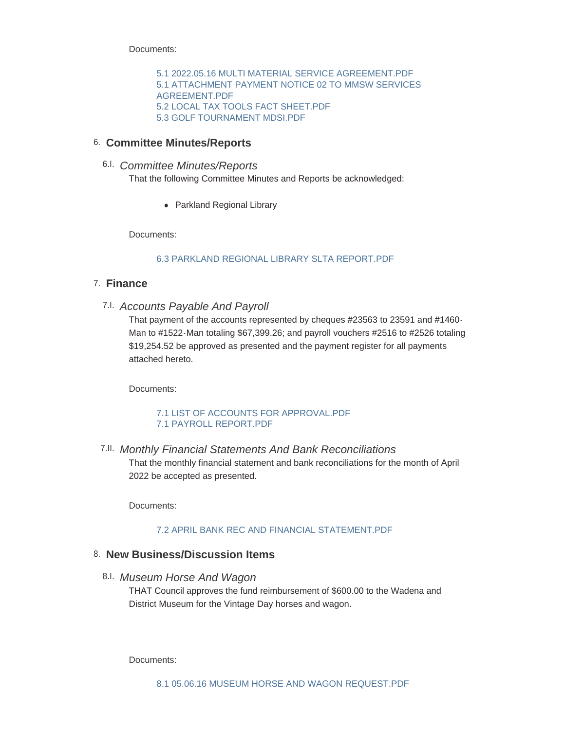Documents:

- 5.1 2022.05.16 MULTI MATERIAL SERVICE AGREEMENT.PDF
- 5.1 ATTACHMENT PAYMENT NOTICE 02 TO MMSW SERVICES AGREEMENT.PDF
- 5.2 LOCAL TAX TOOLS FACT SHEET.PDF
- 5.3 GOLF TOURNAMENT MDSI.PDF

## 6. Committee Minutes/Reports

### 6.I. *Committee Minutes/Reports*

That the following Committee Minutes and Reports be acknowledged:

- Parkland Regional Library

Documents:

- 6.3 PARKLAND REGIONAL LIBRARY SLTA REPORT.PDF

## 7. Finance

### 7.I. *Accounts Payable And Payroll*

That payment of the accounts represented by cheques #23563 to 23591 and #1460-Man to #1522-Man totaling $67,399.26; and payroll vouchers #2516 to #2526 totaling $19,254.52 be approved as presented and the payment register for all payments attached hereto.

Documents:

- 7.1 LIST OF ACCOUNTS FOR APPROVAL.PDF
- 7.1 PAYROLL REPORT.PDF

### 7.II. *Monthly Financial Statements And Bank Reconciliations*

That the monthly financial statement and bank reconciliations for the month of April 2022 be accepted as presented.

Documents:

- 7.2 APRIL BANK REC AND FINANCIAL STATEMENT.PDF

## 8. New Business/Discussion Items

### 8.I. *Museum Horse And Wagon*

THAT Council approves the fund reimbursement of $600.00 to the Wadena and District Museum for the Vintage Day horses and wagon.

Documents:

- 8.1 05.06.16 MUSEUM HORSE AND WAGON REQUEST.PDF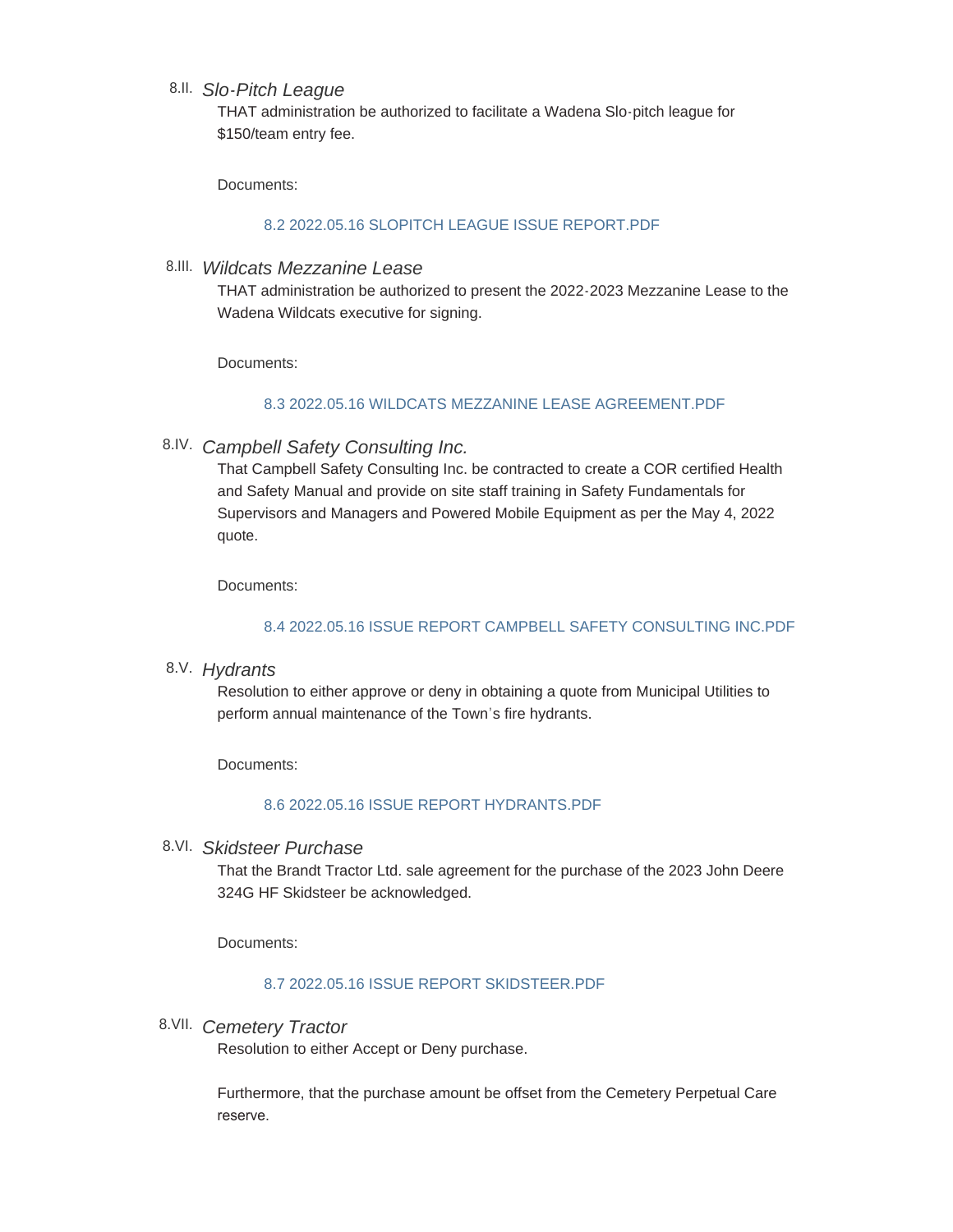8.II. *Slo-Pitch League*

THAT administration be authorized to facilitate a Wadena Slo-pitch league for $150/team entry fee.

Documents:

8.2 2022.05.16 SLOPITCH LEAGUE ISSUE REPORT.PDF

8.III. *Wildcats Mezzanine Lease*

THAT administration be authorized to present the 2022-2023 Mezzanine Lease to the Wadena Wildcats executive for signing.

Documents:

8.3 2022.05.16 WILDCATS MEZZANINE LEASE AGREEMENT.PDF

8.IV. *Campbell Safety Consulting Inc.*

That Campbell Safety Consulting Inc. be contracted to create a COR certified Health and Safety Manual and provide on site staff training in Safety Fundamentals for Supervisors and Managers and Powered Mobile Equipment as per the May 4, 2022 quote.

Documents:

8.4 2022.05.16 ISSUE REPORT CAMPBELL SAFETY CONSULTING INC.PDF

8.V. *Hydrants*

Resolution to either approve or deny in obtaining a quote from Municipal Utilities to perform annual maintenance of the Town's fire hydrants.

Documents:

8.6 2022.05.16 ISSUE REPORT HYDRANTS.PDF

8.VI. *Skidsteer Purchase*

That the Brandt Tractor Ltd. sale agreement for the purchase of the 2023 John Deere 324G HF Skidsteer be acknowledged.

Documents:

8.7 2022.05.16 ISSUE REPORT SKIDSTEER.PDF

8.VII. *Cemetery Tractor*

Resolution to either Accept or Deny purchase.

Furthermore, that the purchase amount be offset from the Cemetery Perpetual Care reserve.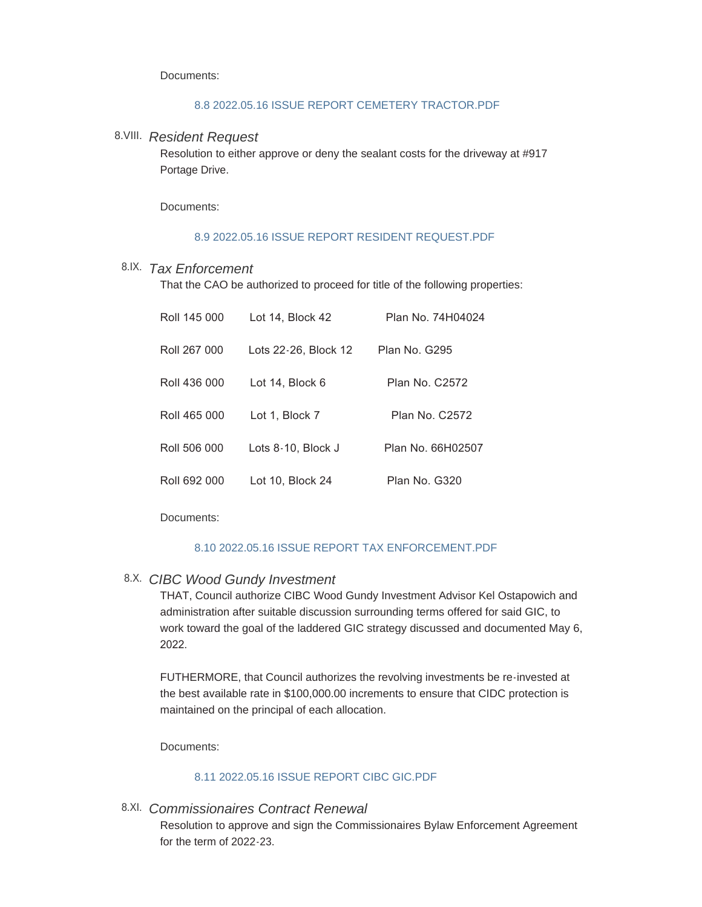Documents:

8.8 2022.05.16 ISSUE REPORT CEMETERY TRACTOR.PDF

8.VIII. *Resident Request*

Resolution to either approve or deny the sealant costs for the driveway at #917 Portage Drive.

Documents:

8.9 2022.05.16 ISSUE REPORT RESIDENT REQUEST.PDF

8.IX. *Tax Enforcement*

That the CAO be authorized to proceed for title of the following properties:

| | | |
|---|---|---|
| Roll 145 000 | Lot 14, Block 42 | Plan No. 74H04024 |
| Roll 267 000 | Lots 22-26, Block 12 | Plan No. G295 |
| Roll 436 000 | Lot 14, Block 6 | Plan No. C2572 |
| Roll 465 000 | Lot 1, Block 7 | Plan No. C2572 |
| Roll 506 000 | Lots 8-10, Block J | Plan No. 66H02507 |
| Roll 692 000 | Lot 10, Block 24 | Plan No. G320 |

Documents:

8.10 2022.05.16 ISSUE REPORT TAX ENFORCEMENT.PDF

8.X. *CIBC Wood Gundy Investment*

THAT, Council authorize CIBC Wood Gundy Investment Advisor Kel Ostapowich and administration after suitable discussion surrounding terms offered for said GIC, to work toward the goal of the laddered GIC strategy discussed and documented May 6, 2022.

FUTHERMORE, that Council authorizes the revolving investments be re-invested at the best available rate in $100,000.00 increments to ensure that CIDC protection is maintained on the principal of each allocation.

Documents:

8.11 2022.05.16 ISSUE REPORT CIBC GIC.PDF

8.XI. *Commissionaires Contract Renewal*

Resolution to approve and sign the Commissionaires Bylaw Enforcement Agreement for the term of 2022-23.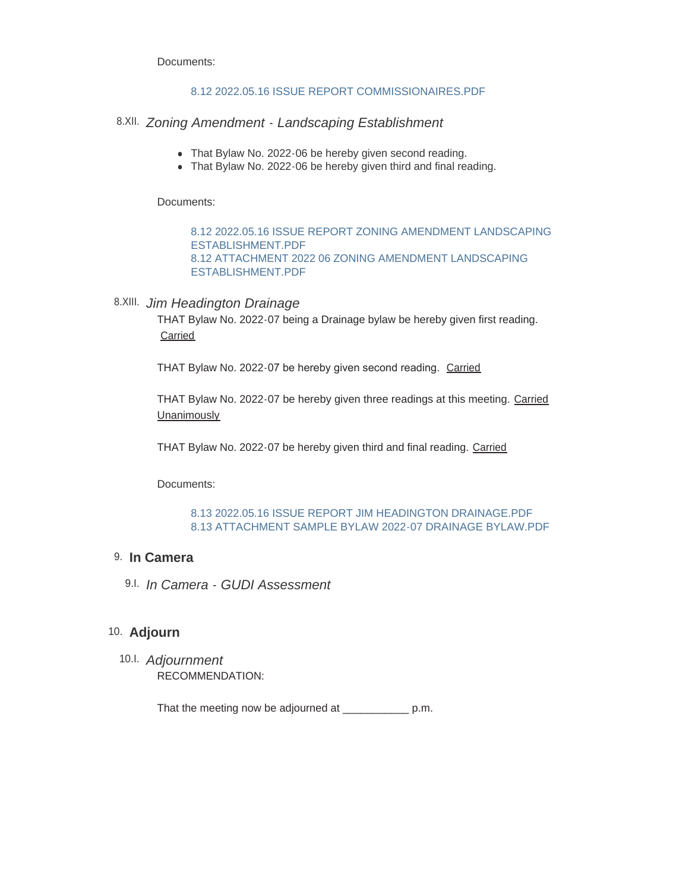Documents:

8.12 2022.05.16 ISSUE REPORT COMMISSIONAIRES.PDF

### 8.XII. *Zoning Amendment - Landscaping Establishment*

- That Bylaw No. 2022-06 be hereby given second reading.
- That Bylaw No. 2022-06 be hereby given third and final reading.

Documents:

8.12 2022.05.16 ISSUE REPORT ZONING AMENDMENT LANDSCAPING ESTABLISHMENT.PDF
8.12 ATTACHMENT 2022 06 ZONING AMENDMENT LANDSCAPING ESTABLISHMENT.PDF

### 8.XIII. *Jim Headington Drainage*

THAT Bylaw No. 2022-07 being a Drainage bylaw be hereby given first reading. Carried

THAT Bylaw No. 2022-07 be hereby given second reading. Carried

THAT Bylaw No. 2022-07 be hereby given three readings at this meeting. Carried Unanimously

THAT Bylaw No. 2022-07 be hereby given third and final reading. Carried

Documents:

8.13 2022.05.16 ISSUE REPORT JIM HEADINGTON DRAINAGE.PDF
8.13 ATTACHMENT SAMPLE BYLAW 2022-07 DRAINAGE BYLAW.PDF

## 9. In Camera

### 9.I. *In Camera - GUDI Assessment*

## 10. Adjourn

### 10.I. *Adjournment*

RECOMMENDATION:

That the meeting now be adjourned at ___________ p.m.